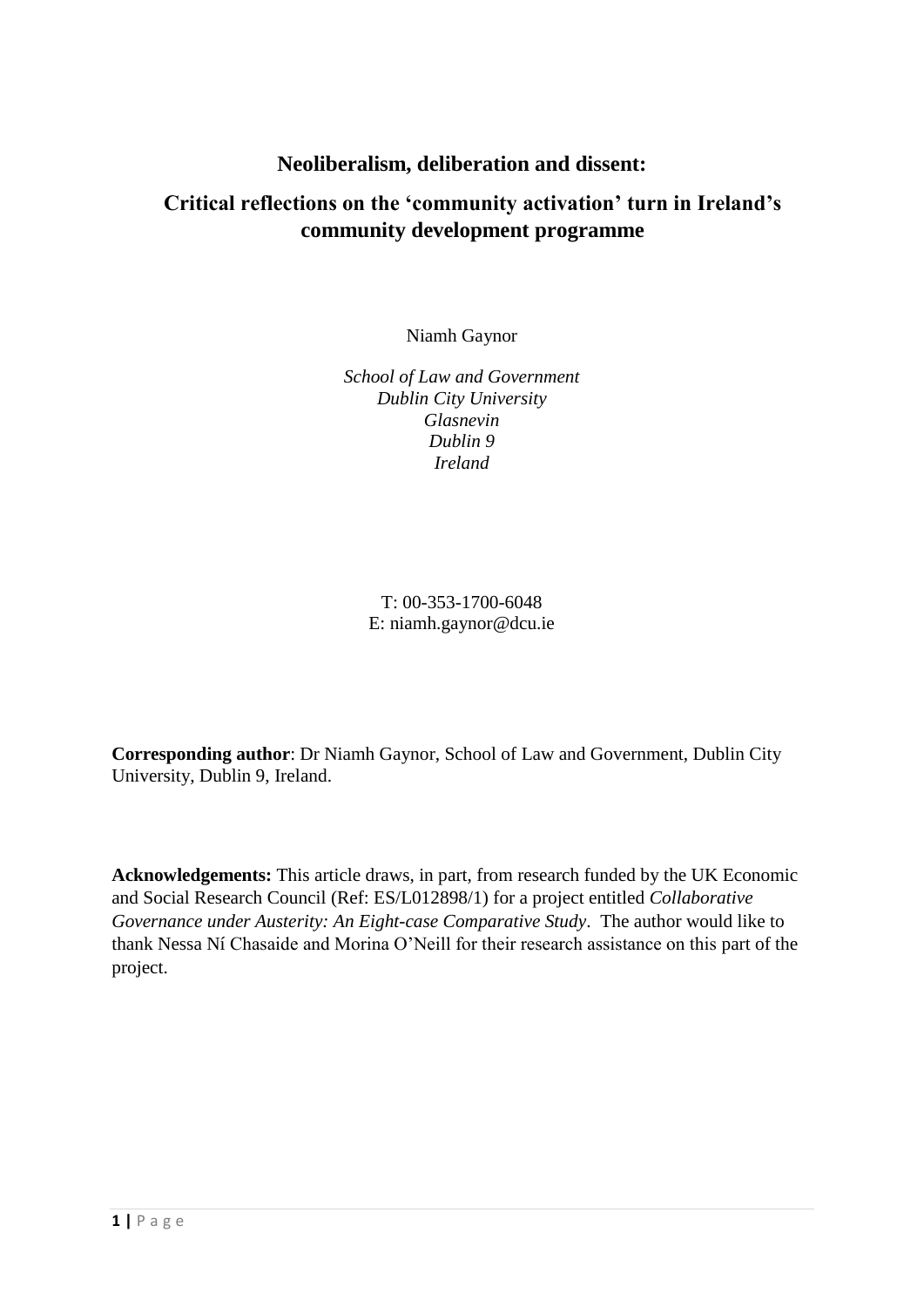# Neoliberalism, deliberation and dissent:

# Critical reflections on the 'community activation' turn in Ireland's community development programme

Niamh Gaynor

*School of Law and Government*
*Dublin City University*
*Glasnevin*
*Dublin 9*
*Ireland*

T: 00-353-1700-6048
E: niamh.gaynor@dcu.ie

**Corresponding author**: Dr Niamh Gaynor, School of Law and Government, Dublin City University, Dublin 9, Ireland.

**Acknowledgements:** This article draws, in part, from research funded by the UK Economic and Social Research Council (Ref: ES/L012898/1) for a project entitled *Collaborative Governance under Austerity: An Eight-case Comparative Study*. The author would like to thank Nessa Ní Chasaide and Morina O'Neill for their research assistance on this part of the project.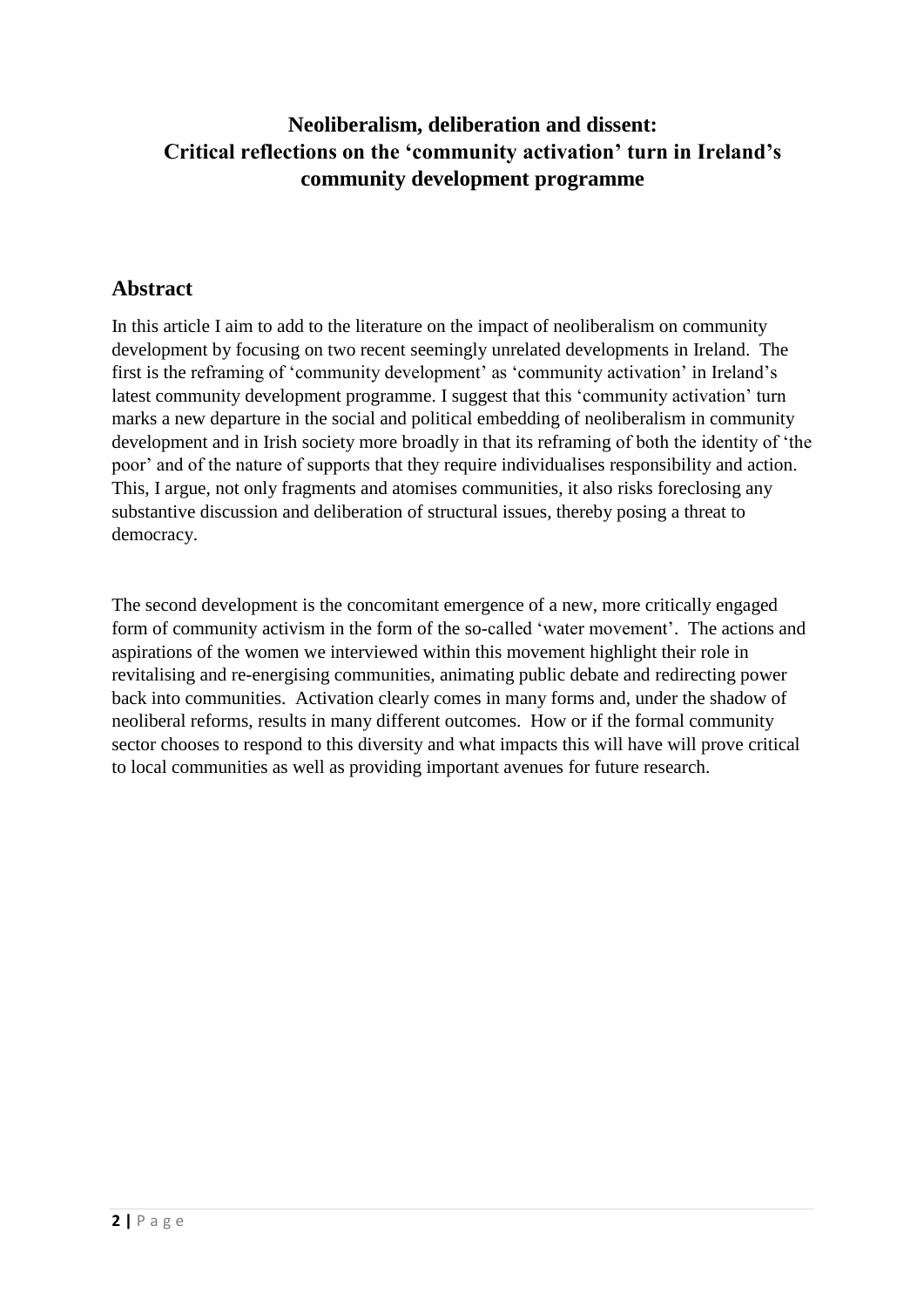# Neoliberalism, deliberation and dissent: Critical reflections on the 'community activation' turn in Ireland's community development programme

## Abstract

In this article I aim to add to the literature on the impact of neoliberalism on community development by focusing on two recent seemingly unrelated developments in Ireland. The first is the reframing of 'community development' as 'community activation' in Ireland's latest community development programme. I suggest that this 'community activation' turn marks a new departure in the social and political embedding of neoliberalism in community development and in Irish society more broadly in that its reframing of both the identity of 'the poor' and of the nature of supports that they require individualises responsibility and action. This, I argue, not only fragments and atomises communities, it also risks foreclosing any substantive discussion and deliberation of structural issues, thereby posing a threat to democracy.

The second development is the concomitant emergence of a new, more critically engaged form of community activism in the form of the so-called 'water movement'. The actions and aspirations of the women we interviewed within this movement highlight their role in revitalising and re-energising communities, animating public debate and redirecting power back into communities. Activation clearly comes in many forms and, under the shadow of neoliberal reforms, results in many different outcomes. How or if the formal community sector chooses to respond to this diversity and what impacts this will have will prove critical to local communities as well as providing important avenues for future research.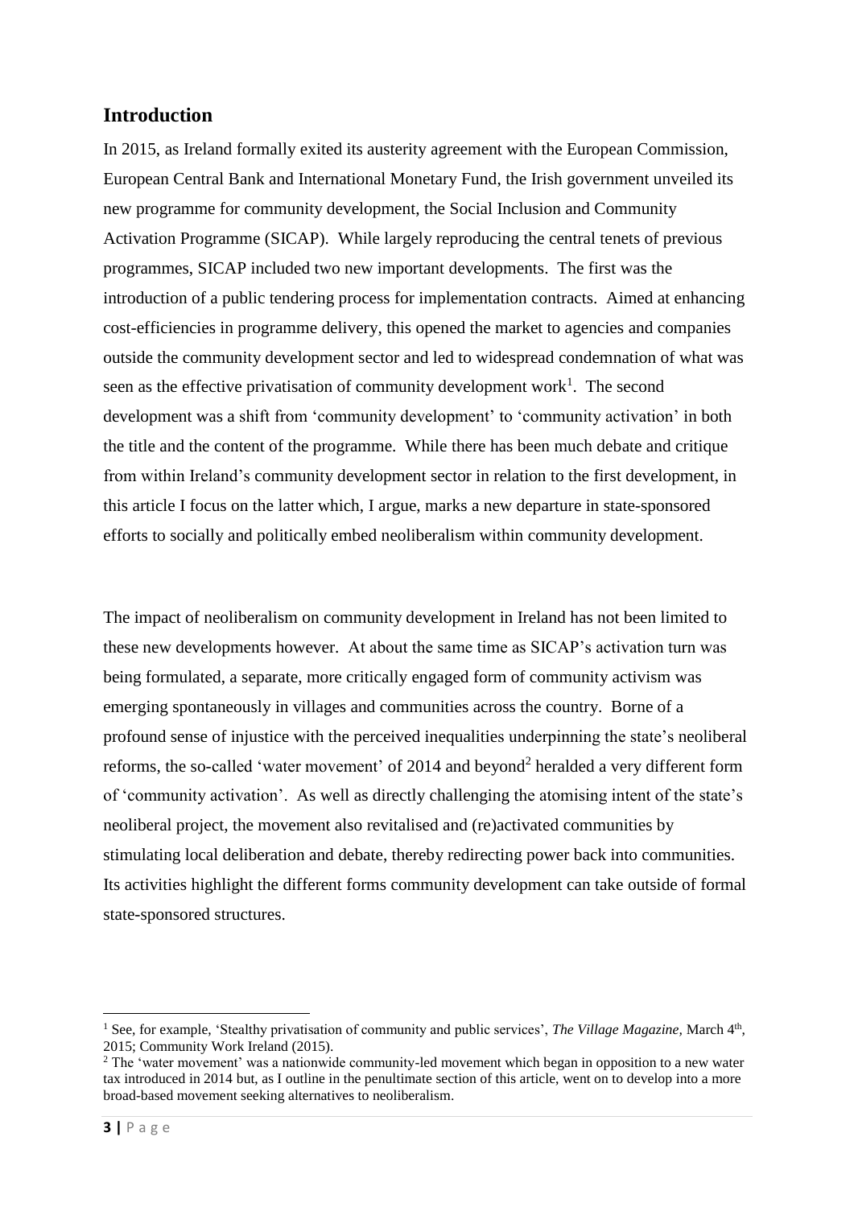## Introduction

In 2015, as Ireland formally exited its austerity agreement with the European Commission, European Central Bank and International Monetary Fund, the Irish government unveiled its new programme for community development, the Social Inclusion and Community Activation Programme (SICAP). While largely reproducing the central tenets of previous programmes, SICAP included two new important developments. The first was the introduction of a public tendering process for implementation contracts. Aimed at enhancing cost-efficiencies in programme delivery, this opened the market to agencies and companies outside the community development sector and led to widespread condemnation of what was seen as the effective privatisation of community development work[1]. The second development was a shift from 'community development' to 'community activation' in both the title and the content of the programme. While there has been much debate and critique from within Ireland's community development sector in relation to the first development, in this article I focus on the latter which, I argue, marks a new departure in state-sponsored efforts to socially and politically embed neoliberalism within community development.

The impact of neoliberalism on community development in Ireland has not been limited to these new developments however. At about the same time as SICAP's activation turn was being formulated, a separate, more critically engaged form of community activism was emerging spontaneously in villages and communities across the country. Borne of a profound sense of injustice with the perceived inequalities underpinning the state's neoliberal reforms, the so-called 'water movement' of 2014 and beyond[2] heralded a very different form of 'community activation'. As well as directly challenging the atomising intent of the state's neoliberal project, the movement also revitalised and (re)activated communities by stimulating local deliberation and debate, thereby redirecting power back into communities. Its activities highlight the different forms community development can take outside of formal state-sponsored structures.

---

[1] See, for example, 'Stealthy privatisation of community and public services', *The Village Magazine,* March 4th, 2015; Community Work Ireland (2015).

[2] The 'water movement' was a nationwide community-led movement which began in opposition to a new water tax introduced in 2014 but, as I outline in the penultimate section of this article, went on to develop into a more broad-based movement seeking alternatives to neoliberalism.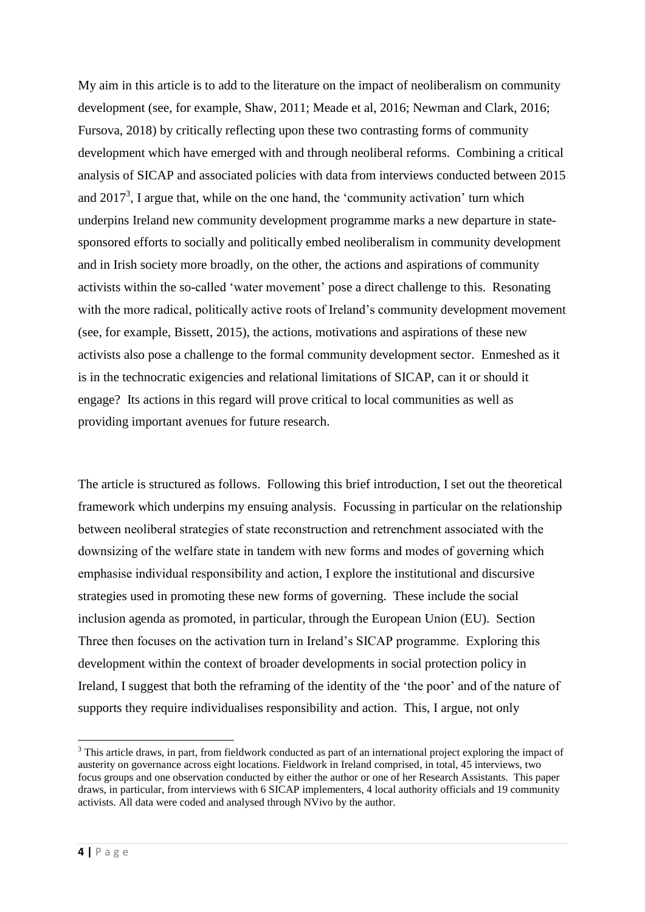My aim in this article is to add to the literature on the impact of neoliberalism on community development (see, for example, Shaw, 2011; Meade et al, 2016; Newman and Clark, 2016; Fursova, 2018) by critically reflecting upon these two contrasting forms of community development which have emerged with and through neoliberal reforms. Combining a critical analysis of SICAP and associated policies with data from interviews conducted between 2015 and 2017[3], I argue that, while on the one hand, the 'community activation' turn which underpins Ireland new community development programme marks a new departure in state-sponsored efforts to socially and politically embed neoliberalism in community development and in Irish society more broadly, on the other, the actions and aspirations of community activists within the so-called 'water movement' pose a direct challenge to this. Resonating with the more radical, politically active roots of Ireland's community development movement (see, for example, Bissett, 2015), the actions, motivations and aspirations of these new activists also pose a challenge to the formal community development sector. Enmeshed as it is in the technocratic exigencies and relational limitations of SICAP, can it or should it engage? Its actions in this regard will prove critical to local communities as well as providing important avenues for future research.

The article is structured as follows. Following this brief introduction, I set out the theoretical framework which underpins my ensuing analysis. Focussing in particular on the relationship between neoliberal strategies of state reconstruction and retrenchment associated with the downsizing of the welfare state in tandem with new forms and modes of governing which emphasise individual responsibility and action, I explore the institutional and discursive strategies used in promoting these new forms of governing. These include the social inclusion agenda as promoted, in particular, through the European Union (EU). Section Three then focuses on the activation turn in Ireland's SICAP programme. Exploring this development within the context of broader developments in social protection policy in Ireland, I suggest that both the reframing of the identity of the 'the poor' and of the nature of supports they require individualises responsibility and action. This, I argue, not only

[3] This article draws, in part, from fieldwork conducted as part of an international project exploring the impact of austerity on governance across eight locations. Fieldwork in Ireland comprised, in total, 45 interviews, two focus groups and one observation conducted by either the author or one of her Research Assistants. This paper draws, in particular, from interviews with 6 SICAP implementers, 4 local authority officials and 19 community activists. All data were coded and analysed through NVivo by the author.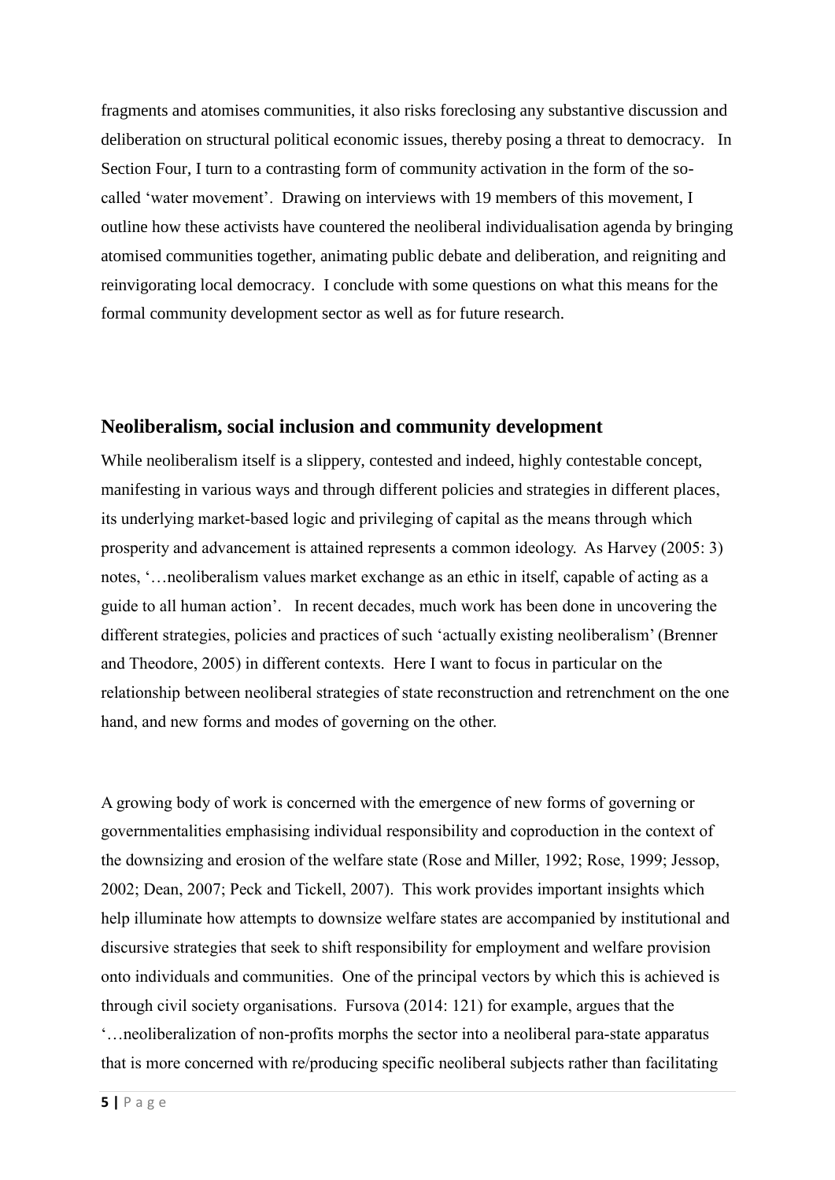fragments and atomises communities, it also risks foreclosing any substantive discussion and deliberation on structural political economic issues, thereby posing a threat to democracy. In Section Four, I turn to a contrasting form of community activation in the form of the so-called 'water movement'. Drawing on interviews with 19 members of this movement, I outline how these activists have countered the neoliberal individualisation agenda by bringing atomised communities together, animating public debate and deliberation, and reigniting and reinvigorating local democracy. I conclude with some questions on what this means for the formal community development sector as well as for future research.

## Neoliberalism, social inclusion and community development

While neoliberalism itself is a slippery, contested and indeed, highly contestable concept, manifesting in various ways and through different policies and strategies in different places, its underlying market-based logic and privileging of capital as the means through which prosperity and advancement is attained represents a common ideology. As Harvey (2005: 3) notes, '…neoliberalism values market exchange as an ethic in itself, capable of acting as a guide to all human action'. In recent decades, much work has been done in uncovering the different strategies, policies and practices of such 'actually existing neoliberalism' (Brenner and Theodore, 2005) in different contexts. Here I want to focus in particular on the relationship between neoliberal strategies of state reconstruction and retrenchment on the one hand, and new forms and modes of governing on the other.

A growing body of work is concerned with the emergence of new forms of governing or governmentalities emphasising individual responsibility and coproduction in the context of the downsizing and erosion of the welfare state (Rose and Miller, 1992; Rose, 1999; Jessop, 2002; Dean, 2007; Peck and Tickell, 2007). This work provides important insights which help illuminate how attempts to downsize welfare states are accompanied by institutional and discursive strategies that seek to shift responsibility for employment and welfare provision onto individuals and communities. One of the principal vectors by which this is achieved is through civil society organisations. Fursova (2014: 121) for example, argues that the '…neoliberalization of non-profits morphs the sector into a neoliberal para-state apparatus that is more concerned with re/producing specific neoliberal subjects rather than facilitating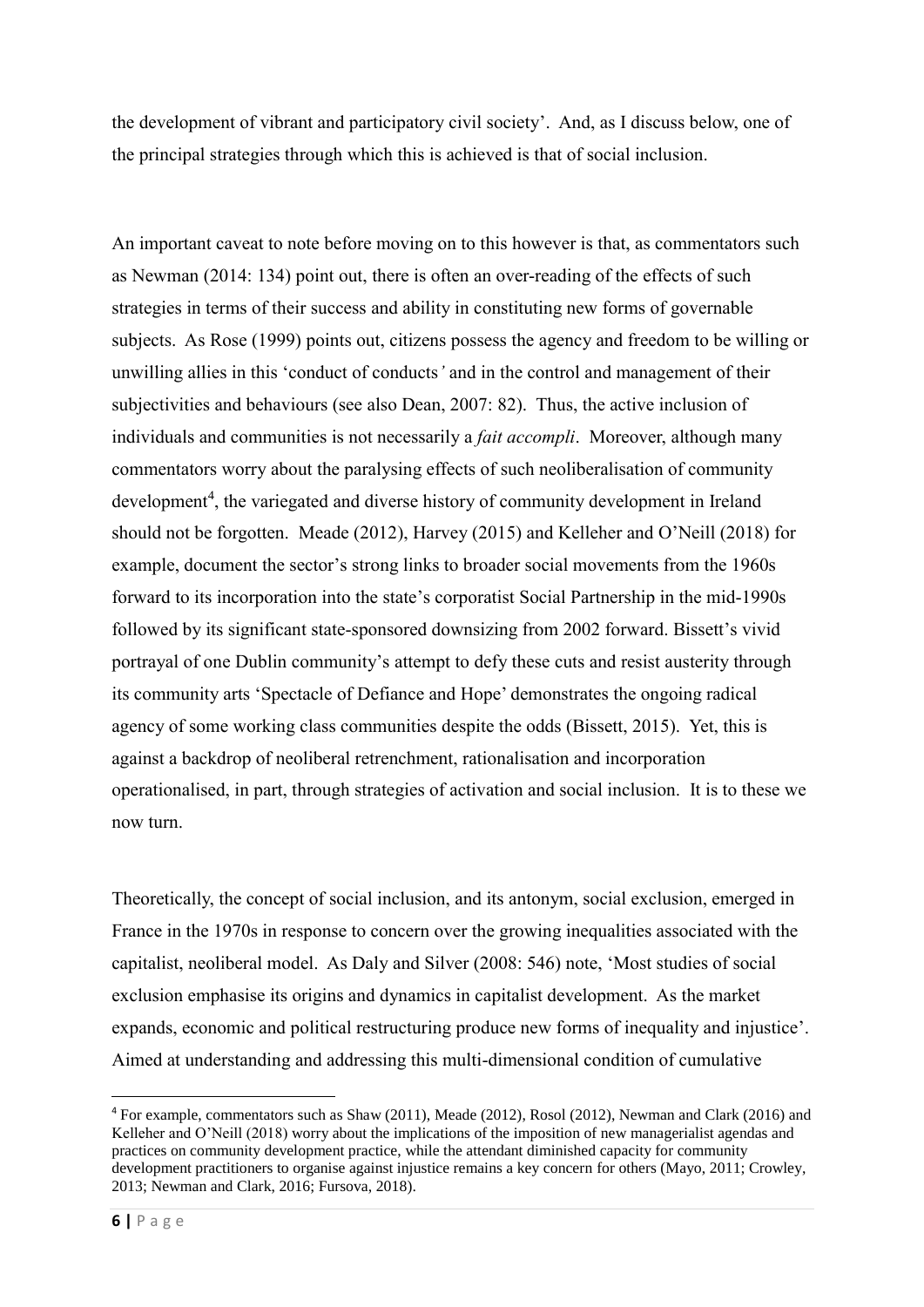the development of vibrant and participatory civil society'. And, as I discuss below, one of the principal strategies through which this is achieved is that of social inclusion.

An important caveat to note before moving on to this however is that, as commentators such as Newman (2014: 134) point out, there is often an over-reading of the effects of such strategies in terms of their success and ability in constituting new forms of governable subjects. As Rose (1999) points out, citizens possess the agency and freedom to be willing or unwilling allies in this 'conduct of conducts*'* and in the control and management of their subjectivities and behaviours (see also Dean, 2007: 82). Thus, the active inclusion of individuals and communities is not necessarily a *fait accompli*. Moreover, although many commentators worry about the paralysing effects of such neoliberalisation of community development[4], the variegated and diverse history of community development in Ireland should not be forgotten. Meade (2012), Harvey (2015) and Kelleher and O'Neill (2018) for example, document the sector's strong links to broader social movements from the 1960s forward to its incorporation into the state's corporatist Social Partnership in the mid-1990s followed by its significant state-sponsored downsizing from 2002 forward. Bissett's vivid portrayal of one Dublin community's attempt to defy these cuts and resist austerity through its community arts 'Spectacle of Defiance and Hope' demonstrates the ongoing radical agency of some working class communities despite the odds (Bissett, 2015). Yet, this is against a backdrop of neoliberal retrenchment, rationalisation and incorporation operationalised, in part, through strategies of activation and social inclusion. It is to these we now turn.

Theoretically, the concept of social inclusion, and its antonym, social exclusion, emerged in France in the 1970s in response to concern over the growing inequalities associated with the capitalist, neoliberal model. As Daly and Silver (2008: 546) note, 'Most studies of social exclusion emphasise its origins and dynamics in capitalist development. As the market expands, economic and political restructuring produce new forms of inequality and injustice'. Aimed at understanding and addressing this multi-dimensional condition of cumulative

[4] For example, commentators such as Shaw (2011), Meade (2012), Rosol (2012), Newman and Clark (2016) and Kelleher and O'Neill (2018) worry about the implications of the imposition of new managerialist agendas and practices on community development practice, while the attendant diminished capacity for community development practitioners to organise against injustice remains a key concern for others (Mayo, 2011; Crowley, 2013; Newman and Clark, 2016; Fursova, 2018).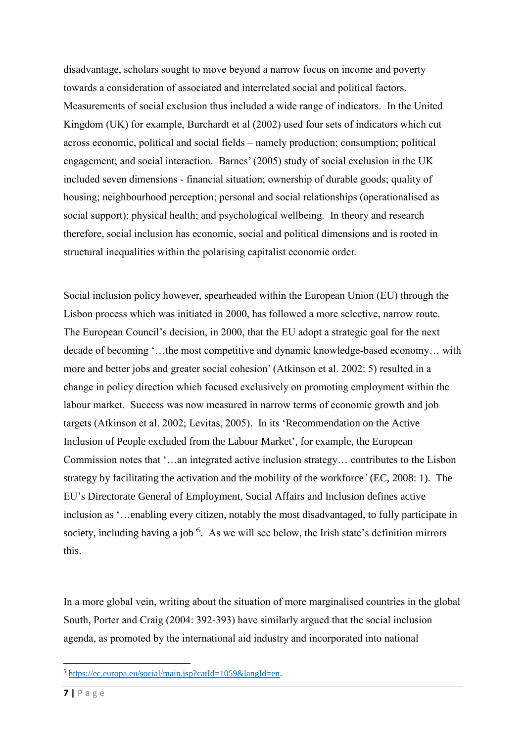disadvantage, scholars sought to move beyond a narrow focus on income and poverty towards a consideration of associated and interrelated social and political factors. Measurements of social exclusion thus included a wide range of indicators. In the United Kingdom (UK) for example, Burchardt et al (2002) used four sets of indicators which cut across economic, political and social fields – namely production; consumption; political engagement; and social interaction. Barnes' (2005) study of social exclusion in the UK included seven dimensions - financial situation; ownership of durable goods; quality of housing; neighbourhood perception; personal and social relationships (operationalised as social support); physical health; and psychological wellbeing. In theory and research therefore, social inclusion has economic, social and political dimensions and is rooted in structural inequalities within the polarising capitalist economic order.

Social inclusion policy however, spearheaded within the European Union (EU) through the Lisbon process which was initiated in 2000, has followed a more selective, narrow route. The European Council's decision, in 2000, that the EU adopt a strategic goal for the next decade of becoming '…the most competitive and dynamic knowledge-based economy… with more and better jobs and greater social cohesion' (Atkinson et al. 2002: 5) resulted in a change in policy direction which focused exclusively on promoting employment within the labour market. Success was now measured in narrow terms of economic growth and job targets (Atkinson et al. 2002; Levitas, 2005). In its 'Recommendation on the Active Inclusion of People excluded from the Labour Market', for example, the European Commission notes that '…an integrated active inclusion strategy… contributes to the Lisbon strategy by facilitating the activation and the mobility of the workforce' (EC, 2008: 1). The EU's Directorate General of Employment, Social Affairs and Inclusion defines active inclusion as '…enabling every citizen, notably the most disadvantaged, to fully participate in society, including having a job'[5]. As we will see below, the Irish state's definition mirrors this.

In a more global vein, writing about the situation of more marginalised countries in the global South, Porter and Craig (2004: 392-393) have similarly argued that the social inclusion agenda, as promoted by the international aid industry and incorporated into national

[5] https://ec.europa.eu/social/main.jsp?catId=1059&langId=en.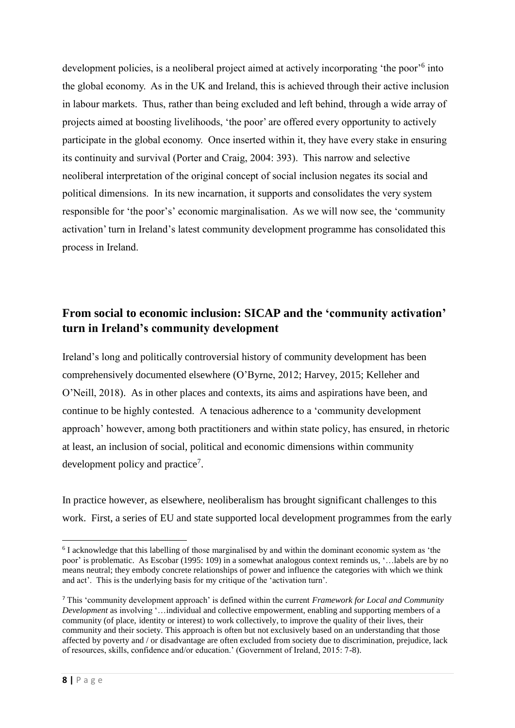development policies, is a neoliberal project aimed at actively incorporating 'the poor'[6] into the global economy. As in the UK and Ireland, this is achieved through their active inclusion in labour markets. Thus, rather than being excluded and left behind, through a wide array of projects aimed at boosting livelihoods, 'the poor' are offered every opportunity to actively participate in the global economy. Once inserted within it, they have every stake in ensuring its continuity and survival (Porter and Craig, 2004: 393). This narrow and selective neoliberal interpretation of the original concept of social inclusion negates its social and political dimensions. In its new incarnation, it supports and consolidates the very system responsible for 'the poor's' economic marginalisation. As we will now see, the 'community activation' turn in Ireland's latest community development programme has consolidated this process in Ireland.

## From social to economic inclusion: SICAP and the 'community activation' turn in Ireland's community development

Ireland's long and politically controversial history of community development has been comprehensively documented elsewhere (O'Byrne, 2012; Harvey, 2015; Kelleher and O'Neill, 2018). As in other places and contexts, its aims and aspirations have been, and continue to be highly contested. A tenacious adherence to a 'community development approach' however, among both practitioners and within state policy, has ensured, in rhetoric at least, an inclusion of social, political and economic dimensions within community development policy and practice[7].

In practice however, as elsewhere, neoliberalism has brought significant challenges to this work. First, a series of EU and state supported local development programmes from the early

[6] I acknowledge that this labelling of those marginalised by and within the dominant economic system as 'the poor' is problematic. As Escobar (1995: 109) in a somewhat analogous context reminds us, '…labels are by no means neutral; they embody concrete relationships of power and influence the categories with which we think and act'. This is the underlying basis for my critique of the 'activation turn'.

[7] This 'community development approach' is defined within the current *Framework for Local and Community Development* as involving '…individual and collective empowerment, enabling and supporting members of a community (of place, identity or interest) to work collectively, to improve the quality of their lives, their community and their society. This approach is often but not exclusively based on an understanding that those affected by poverty and / or disadvantage are often excluded from society due to discrimination, prejudice, lack of resources, skills, confidence and/or education.' (Government of Ireland, 2015: 7-8).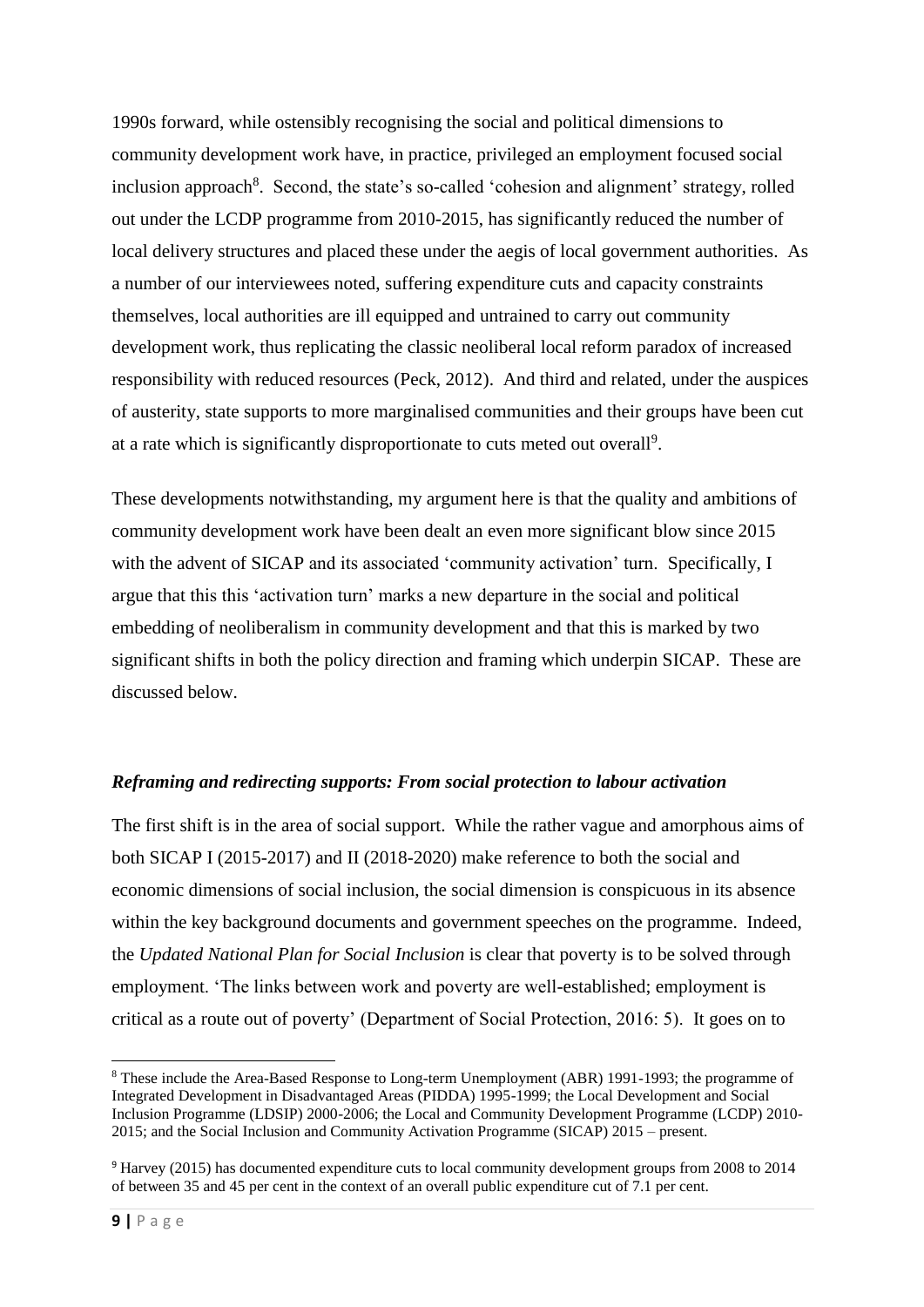1990s forward, while ostensibly recognising the social and political dimensions to community development work have, in practice, privileged an employment focused social inclusion approach[8]. Second, the state's so-called 'cohesion and alignment' strategy, rolled out under the LCDP programme from 2010-2015, has significantly reduced the number of local delivery structures and placed these under the aegis of local government authorities. As a number of our interviewees noted, suffering expenditure cuts and capacity constraints themselves, local authorities are ill equipped and untrained to carry out community development work, thus replicating the classic neoliberal local reform paradox of increased responsibility with reduced resources (Peck, 2012). And third and related, under the auspices of austerity, state supports to more marginalised communities and their groups have been cut at a rate which is significantly disproportionate to cuts meted out overall[9].

These developments notwithstanding, my argument here is that the quality and ambitions of community development work have been dealt an even more significant blow since 2015 with the advent of SICAP and its associated 'community activation' turn. Specifically, I argue that this this 'activation turn' marks a new departure in the social and political embedding of neoliberalism in community development and that this is marked by two significant shifts in both the policy direction and framing which underpin SICAP. These are discussed below.

### *Reframing and redirecting supports: From social protection to labour activation*

The first shift is in the area of social support. While the rather vague and amorphous aims of both SICAP I (2015-2017) and II (2018-2020) make reference to both the social and economic dimensions of social inclusion, the social dimension is conspicuous in its absence within the key background documents and government speeches on the programme. Indeed, the *Updated National Plan for Social Inclusion* is clear that poverty is to be solved through employment. 'The links between work and poverty are well-established; employment is critical as a route out of poverty' (Department of Social Protection, 2016: 5). It goes on to

---

[8] These include the Area-Based Response to Long-term Unemployment (ABR) 1991-1993; the programme of Integrated Development in Disadvantaged Areas (PIDDA) 1995-1999; the Local Development and Social Inclusion Programme (LDSIP) 2000-2006; the Local and Community Development Programme (LCDP) 2010-2015; and the Social Inclusion and Community Activation Programme (SICAP) 2015 – present.

[9] Harvey (2015) has documented expenditure cuts to local community development groups from 2008 to 2014 of between 35 and 45 per cent in the context of an overall public expenditure cut of 7.1 per cent.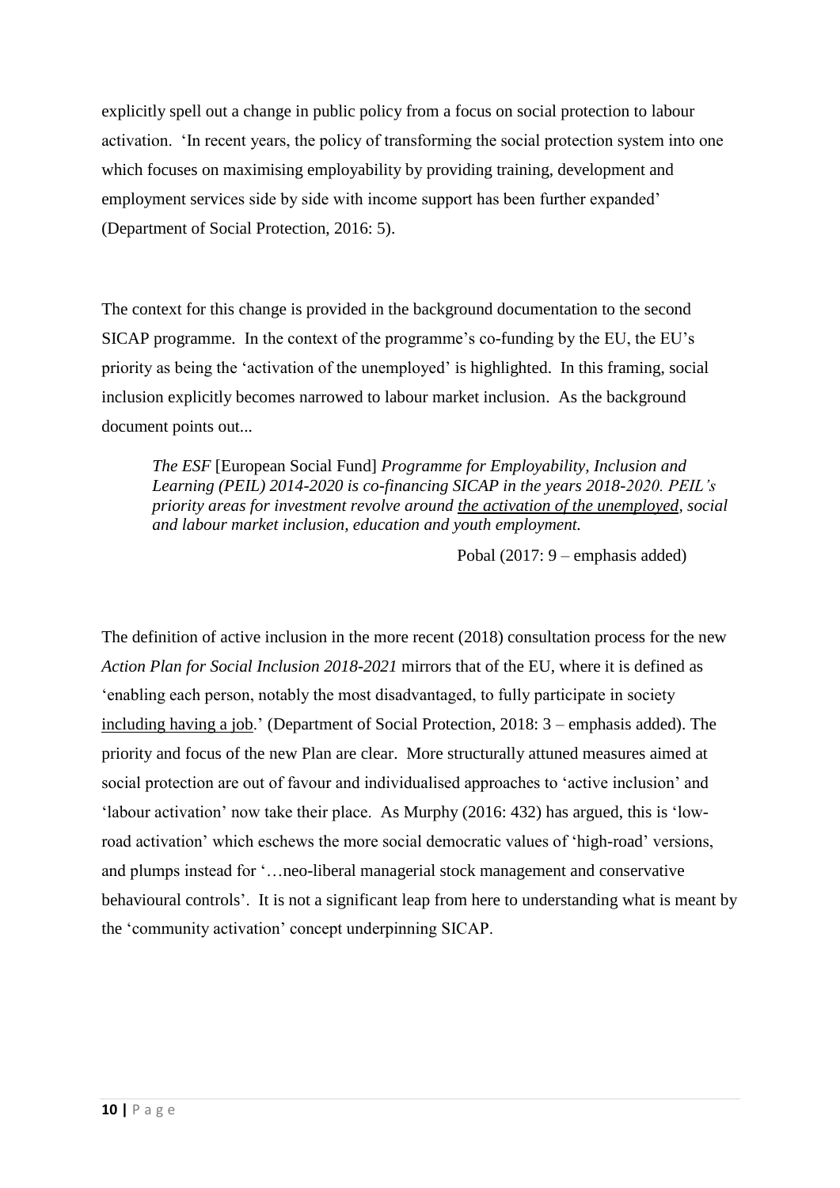explicitly spell out a change in public policy from a focus on social protection to labour activation. 'In recent years, the policy of transforming the social protection system into one which focuses on maximising employability by providing training, development and employment services side by side with income support has been further expanded' (Department of Social Protection, 2016: 5).

The context for this change is provided in the background documentation to the second SICAP programme. In the context of the programme's co-funding by the EU, the EU's priority as being the 'activation of the unemployed' is highlighted. In this framing, social inclusion explicitly becomes narrowed to labour market inclusion. As the background document points out...

> *The ESF* [European Social Fund] *Programme for Employability, Inclusion and Learning (PEIL) 2014-2020 is co-financing SICAP in the years 2018-2020. PEIL's priority areas for investment revolve around <u>the activation of the unemployed</u>, social and labour market inclusion, education and youth employment.*
>
> Pobal (2017: 9 – emphasis added)

The definition of active inclusion in the more recent (2018) consultation process for the new *Action Plan for Social Inclusion 2018-2021* mirrors that of the EU, where it is defined as 'enabling each person, notably the most disadvantaged, to fully participate in society <u>including having a job</u>.' (Department of Social Protection, 2018: 3 – emphasis added). The priority and focus of the new Plan are clear. More structurally attuned measures aimed at social protection are out of favour and individualised approaches to 'active inclusion' and 'labour activation' now take their place. As Murphy (2016: 432) has argued, this is 'low-road activation' which eschews the more social democratic values of 'high-road' versions, and plumps instead for '…neo-liberal managerial stock management and conservative behavioural controls'. It is not a significant leap from here to understanding what is meant by the 'community activation' concept underpinning SICAP.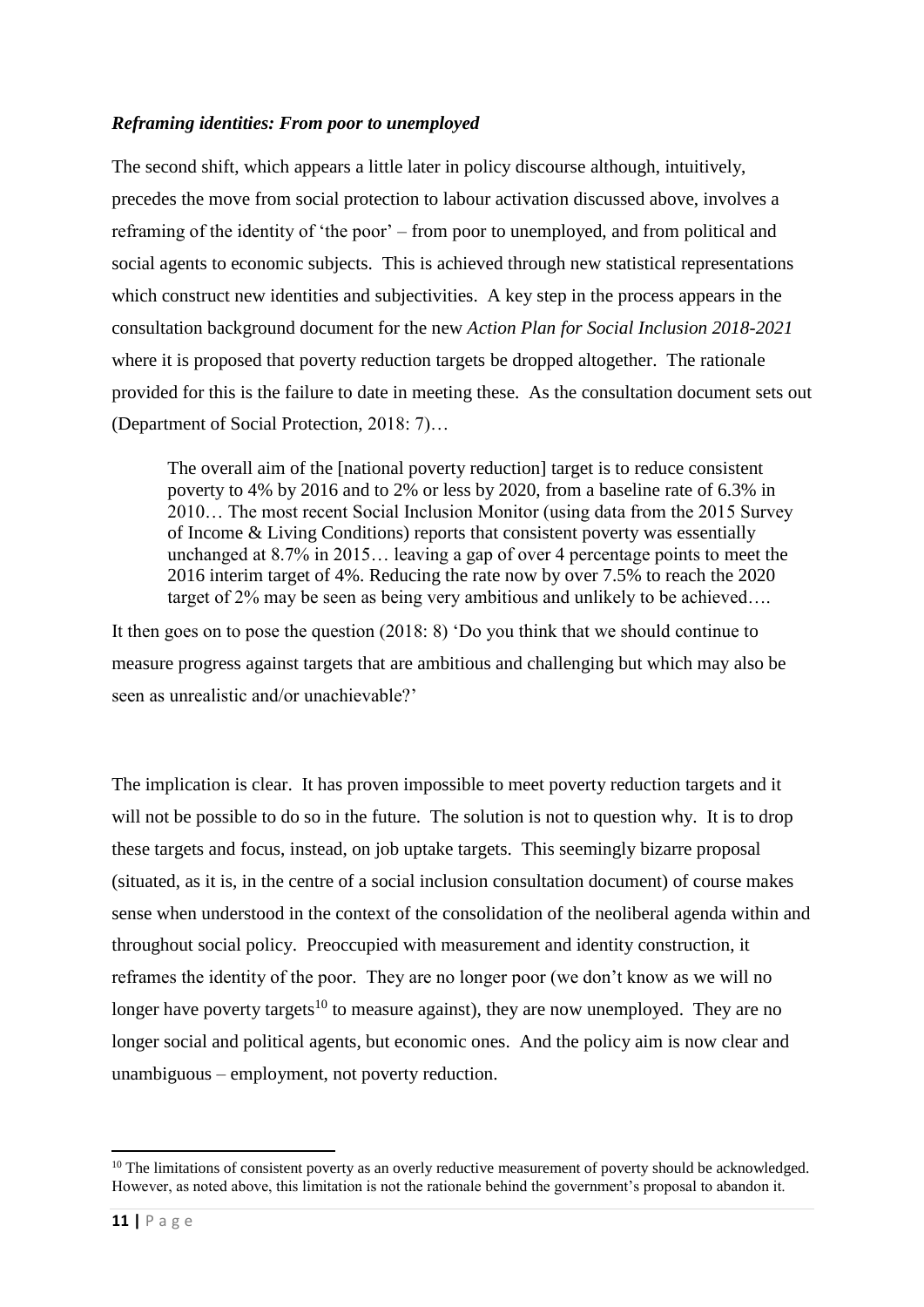### *Reframing identities: From poor to unemployed*

The second shift, which appears a little later in policy discourse although, intuitively, precedes the move from social protection to labour activation discussed above, involves a reframing of the identity of 'the poor' – from poor to unemployed, and from political and social agents to economic subjects. This is achieved through new statistical representations which construct new identities and subjectivities. A key step in the process appears in the consultation background document for the new *Action Plan for Social Inclusion 2018-2021* where it is proposed that poverty reduction targets be dropped altogether. The rationale provided for this is the failure to date in meeting these. As the consultation document sets out (Department of Social Protection, 2018: 7)…

> The overall aim of the [national poverty reduction] target is to reduce consistent poverty to 4% by 2016 and to 2% or less by 2020, from a baseline rate of 6.3% in 2010… The most recent Social Inclusion Monitor (using data from the 2015 Survey of Income & Living Conditions) reports that consistent poverty was essentially unchanged at 8.7% in 2015… leaving a gap of over 4 percentage points to meet the 2016 interim target of 4%. Reducing the rate now by over 7.5% to reach the 2020 target of 2% may be seen as being very ambitious and unlikely to be achieved….

It then goes on to pose the question (2018: 8) 'Do you think that we should continue to measure progress against targets that are ambitious and challenging but which may also be seen as unrealistic and/or unachievable?'

The implication is clear. It has proven impossible to meet poverty reduction targets and it will not be possible to do so in the future. The solution is not to question why. It is to drop these targets and focus, instead, on job uptake targets. This seemingly bizarre proposal (situated, as it is, in the centre of a social inclusion consultation document) of course makes sense when understood in the context of the consolidation of the neoliberal agenda within and throughout social policy. Preoccupied with measurement and identity construction, it reframes the identity of the poor. They are no longer poor (we don't know as we will no longer have poverty targets[10] to measure against), they are now unemployed. They are no longer social and political agents, but economic ones. And the policy aim is now clear and unambiguous – employment, not poverty reduction.

[10] The limitations of consistent poverty as an overly reductive measurement of poverty should be acknowledged. However, as noted above, this limitation is not the rationale behind the government's proposal to abandon it.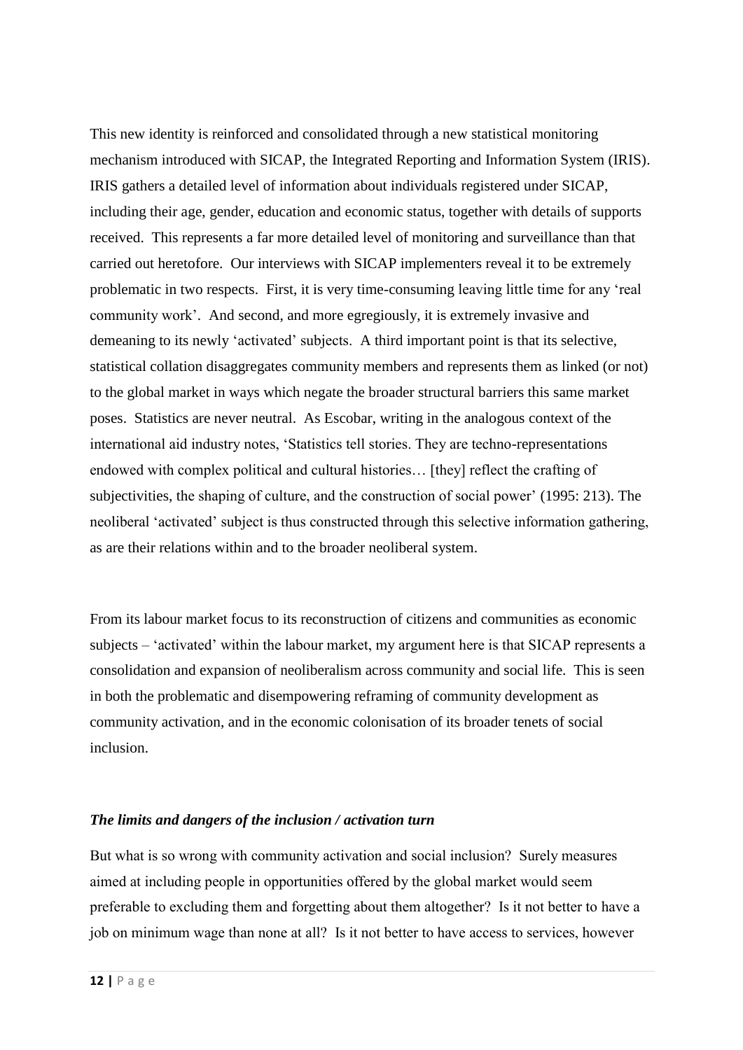This new identity is reinforced and consolidated through a new statistical monitoring mechanism introduced with SICAP, the Integrated Reporting and Information System (IRIS). IRIS gathers a detailed level of information about individuals registered under SICAP, including their age, gender, education and economic status, together with details of supports received. This represents a far more detailed level of monitoring and surveillance than that carried out heretofore. Our interviews with SICAP implementers reveal it to be extremely problematic in two respects. First, it is very time-consuming leaving little time for any 'real community work'. And second, and more egregiously, it is extremely invasive and demeaning to its newly 'activated' subjects. A third important point is that its selective, statistical collation disaggregates community members and represents them as linked (or not) to the global market in ways which negate the broader structural barriers this same market poses. Statistics are never neutral. As Escobar, writing in the analogous context of the international aid industry notes, 'Statistics tell stories. They are techno-representations endowed with complex political and cultural histories… [they] reflect the crafting of subjectivities, the shaping of culture, and the construction of social power' (1995: 213). The neoliberal 'activated' subject is thus constructed through this selective information gathering, as are their relations within and to the broader neoliberal system.

From its labour market focus to its reconstruction of citizens and communities as economic subjects – 'activated' within the labour market, my argument here is that SICAP represents a consolidation and expansion of neoliberalism across community and social life. This is seen in both the problematic and disempowering reframing of community development as community activation, and in the economic colonisation of its broader tenets of social inclusion.

### *The limits and dangers of the inclusion / activation turn*

But what is so wrong with community activation and social inclusion? Surely measures aimed at including people in opportunities offered by the global market would seem preferable to excluding them and forgetting about them altogether? Is it not better to have a job on minimum wage than none at all? Is it not better to have access to services, however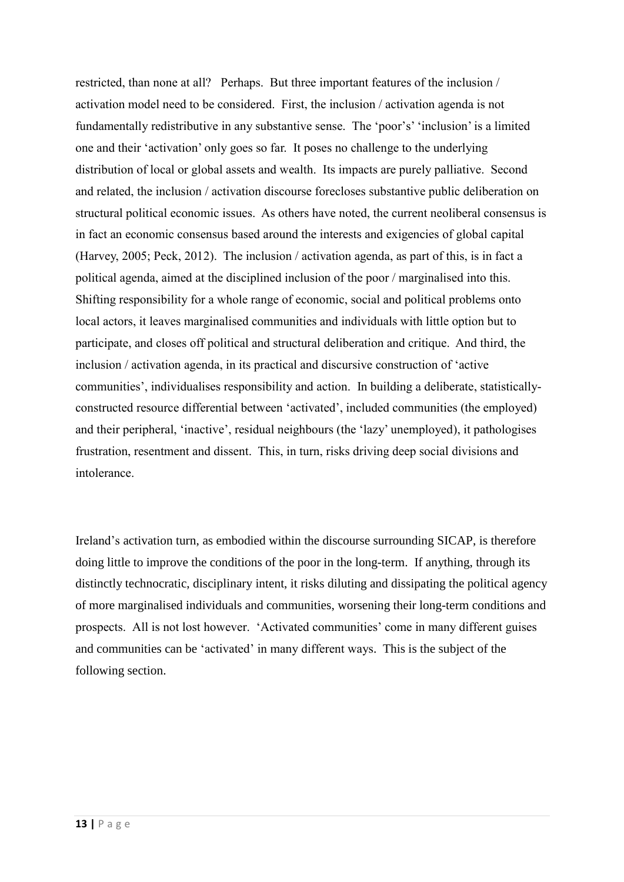restricted, than none at all? Perhaps. But three important features of the inclusion / activation model need to be considered. First, the inclusion / activation agenda is not fundamentally redistributive in any substantive sense. The 'poor's' 'inclusion' is a limited one and their 'activation' only goes so far. It poses no challenge to the underlying distribution of local or global assets and wealth. Its impacts are purely palliative. Second and related, the inclusion / activation discourse forecloses substantive public deliberation on structural political economic issues. As others have noted, the current neoliberal consensus is in fact an economic consensus based around the interests and exigencies of global capital (Harvey, 2005; Peck, 2012). The inclusion / activation agenda, as part of this, is in fact a political agenda, aimed at the disciplined inclusion of the poor / marginalised into this. Shifting responsibility for a whole range of economic, social and political problems onto local actors, it leaves marginalised communities and individuals with little option but to participate, and closes off political and structural deliberation and critique. And third, the inclusion / activation agenda, in its practical and discursive construction of 'active communities', individualises responsibility and action. In building a deliberate, statistically-constructed resource differential between 'activated', included communities (the employed) and their peripheral, 'inactive', residual neighbours (the 'lazy' unemployed), it pathologises frustration, resentment and dissent. This, in turn, risks driving deep social divisions and intolerance.

Ireland's activation turn, as embodied within the discourse surrounding SICAP, is therefore doing little to improve the conditions of the poor in the long-term. If anything, through its distinctly technocratic, disciplinary intent, it risks diluting and dissipating the political agency of more marginalised individuals and communities, worsening their long-term conditions and prospects. All is not lost however. 'Activated communities' come in many different guises and communities can be 'activated' in many different ways. This is the subject of the following section.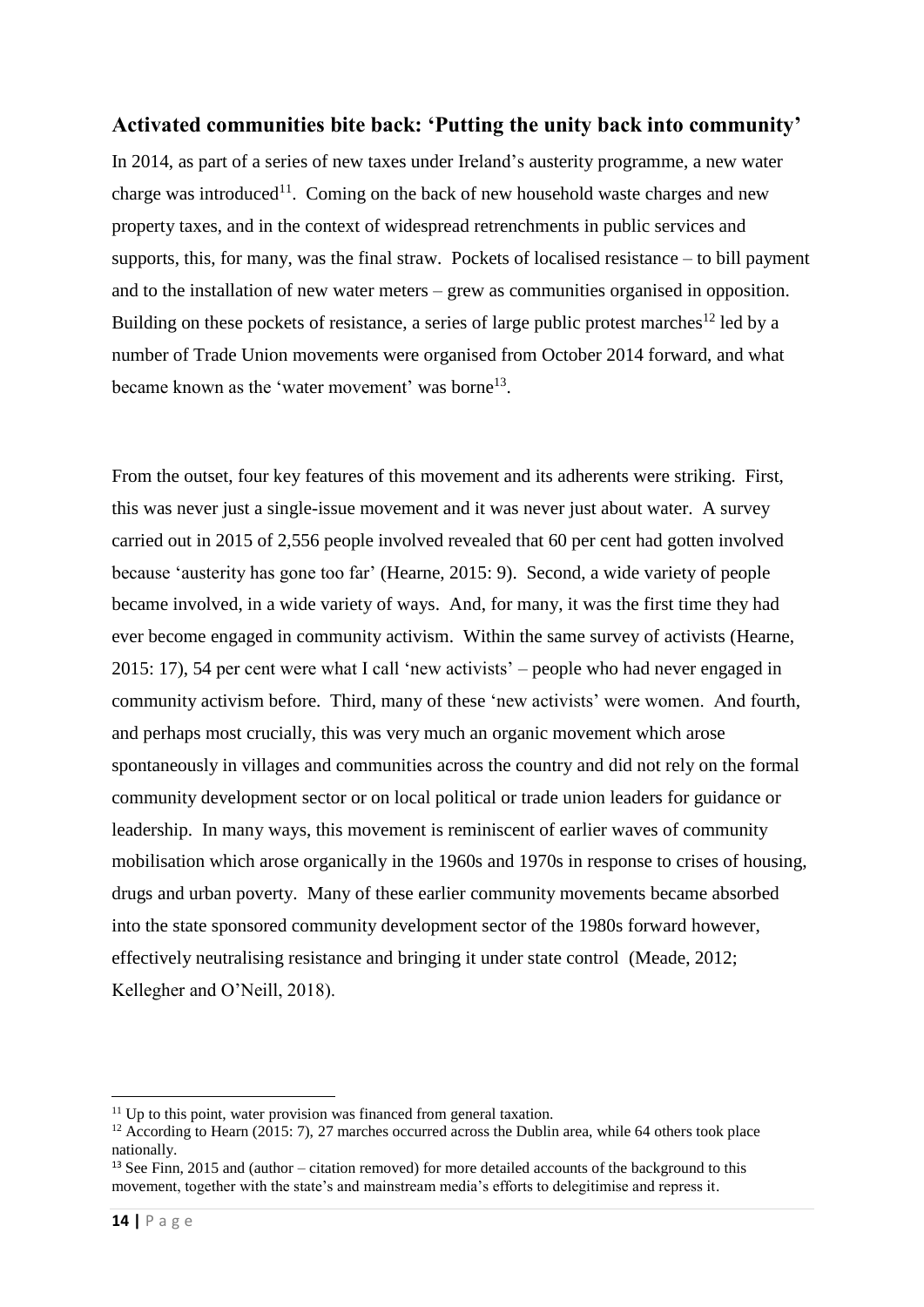## Activated communities bite back: 'Putting the unity back into community'

In 2014, as part of a series of new taxes under Ireland's austerity programme, a new water charge was introduced[11]. Coming on the back of new household waste charges and new property taxes, and in the context of widespread retrenchments in public services and supports, this, for many, was the final straw. Pockets of localised resistance – to bill payment and to the installation of new water meters – grew as communities organised in opposition. Building on these pockets of resistance, a series of large public protest marches[12] led by a number of Trade Union movements were organised from October 2014 forward, and what became known as the 'water movement' was borne[13].

From the outset, four key features of this movement and its adherents were striking. First, this was never just a single-issue movement and it was never just about water. A survey carried out in 2015 of 2,556 people involved revealed that 60 per cent had gotten involved because 'austerity has gone too far' (Hearne, 2015: 9). Second, a wide variety of people became involved, in a wide variety of ways. And, for many, it was the first time they had ever become engaged in community activism. Within the same survey of activists (Hearne, 2015: 17), 54 per cent were what I call 'new activists' – people who had never engaged in community activism before. Third, many of these 'new activists' were women. And fourth, and perhaps most crucially, this was very much an organic movement which arose spontaneously in villages and communities across the country and did not rely on the formal community development sector or on local political or trade union leaders for guidance or leadership. In many ways, this movement is reminiscent of earlier waves of community mobilisation which arose organically in the 1960s and 1970s in response to crises of housing, drugs and urban poverty. Many of these earlier community movements became absorbed into the state sponsored community development sector of the 1980s forward however, effectively neutralising resistance and bringing it under state control (Meade, 2012; Kellegher and O'Neill, 2018).

---

[11] Up to this point, water provision was financed from general taxation.

[12] According to Hearn (2015: 7), 27 marches occurred across the Dublin area, while 64 others took place nationally.

[13] See Finn, 2015 and (author – citation removed) for more detailed accounts of the background to this movement, together with the state's and mainstream media's efforts to delegitimise and repress it.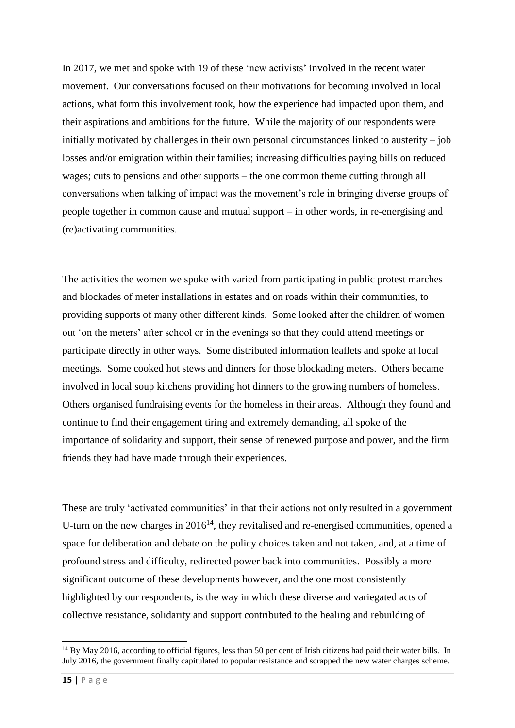In 2017, we met and spoke with 19 of these 'new activists' involved in the recent water movement. Our conversations focused on their motivations for becoming involved in local actions, what form this involvement took, how the experience had impacted upon them, and their aspirations and ambitions for the future. While the majority of our respondents were initially motivated by challenges in their own personal circumstances linked to austerity – job losses and/or emigration within their families; increasing difficulties paying bills on reduced wages; cuts to pensions and other supports – the one common theme cutting through all conversations when talking of impact was the movement's role in bringing diverse groups of people together in common cause and mutual support – in other words, in re-energising and (re)activating communities.

The activities the women we spoke with varied from participating in public protest marches and blockades of meter installations in estates and on roads within their communities, to providing supports of many other different kinds. Some looked after the children of women out 'on the meters' after school or in the evenings so that they could attend meetings or participate directly in other ways. Some distributed information leaflets and spoke at local meetings. Some cooked hot stews and dinners for those blockading meters. Others became involved in local soup kitchens providing hot dinners to the growing numbers of homeless. Others organised fundraising events for the homeless in their areas. Although they found and continue to find their engagement tiring and extremely demanding, all spoke of the importance of solidarity and support, their sense of renewed purpose and power, and the firm friends they had have made through their experiences.

These are truly 'activated communities' in that their actions not only resulted in a government U-turn on the new charges in 2016[14], they revitalised and re-energised communities, opened a space for deliberation and debate on the policy choices taken and not taken, and, at a time of profound stress and difficulty, redirected power back into communities. Possibly a more significant outcome of these developments however, and the one most consistently highlighted by our respondents, is the way in which these diverse and variegated acts of collective resistance, solidarity and support contributed to the healing and rebuilding of

[14] By May 2016, according to official figures, less than 50 per cent of Irish citizens had paid their water bills. In July 2016, the government finally capitulated to popular resistance and scrapped the new water charges scheme.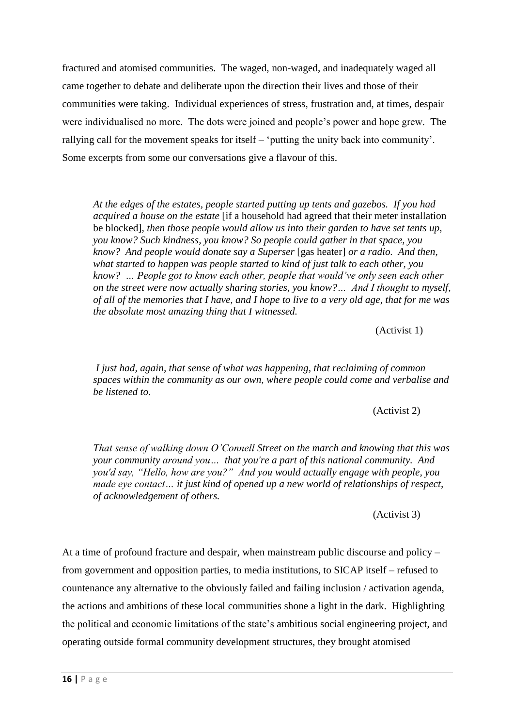fractured and atomised communities. The waged, non-waged, and inadequately waged all came together to debate and deliberate upon the direction their lives and those of their communities were taking. Individual experiences of stress, frustration and, at times, despair were individualised no more. The dots were joined and people's power and hope grew. The rallying call for the movement speaks for itself – 'putting the unity back into community'. Some excerpts from some our conversations give a flavour of this.

> *At the edges of the estates, people started putting up tents and gazebos. If you had acquired a house on the estate* [if a household had agreed that their meter installation be blocked], *then those people would allow us into their garden to have set tents up, you know? Such kindness, you know? So people could gather in that space, you know? And people would donate say a Superser* [gas heater] *or a radio. And then, what started to happen was people started to kind of just talk to each other, you know? … People got to know each other, people that would've only seen each other on the street were now actually sharing stories, you know?… And I thought to myself, of all of the memories that I have, and I hope to live to a very old age, that for me was the absolute most amazing thing that I witnessed.*
>
> (Activist 1)

> *I just had, again, that sense of what was happening, that reclaiming of common spaces within the community as our own, where people could come and verbalise and be listened to.*
>
> (Activist 2)

> *That sense of walking down O'Connell Street on the march and knowing that this was your community around you… that you're a part of this national community. And you'd say, "Hello, how are you?" And you would actually engage with people, you made eye contact… it just kind of opened up a new world of relationships of respect, of acknowledgement of others.*
>
> (Activist 3)

At a time of profound fracture and despair, when mainstream public discourse and policy – from government and opposition parties, to media institutions, to SICAP itself – refused to countenance any alternative to the obviously failed and failing inclusion / activation agenda, the actions and ambitions of these local communities shone a light in the dark. Highlighting the political and economic limitations of the state's ambitious social engineering project, and operating outside formal community development structures, they brought atomised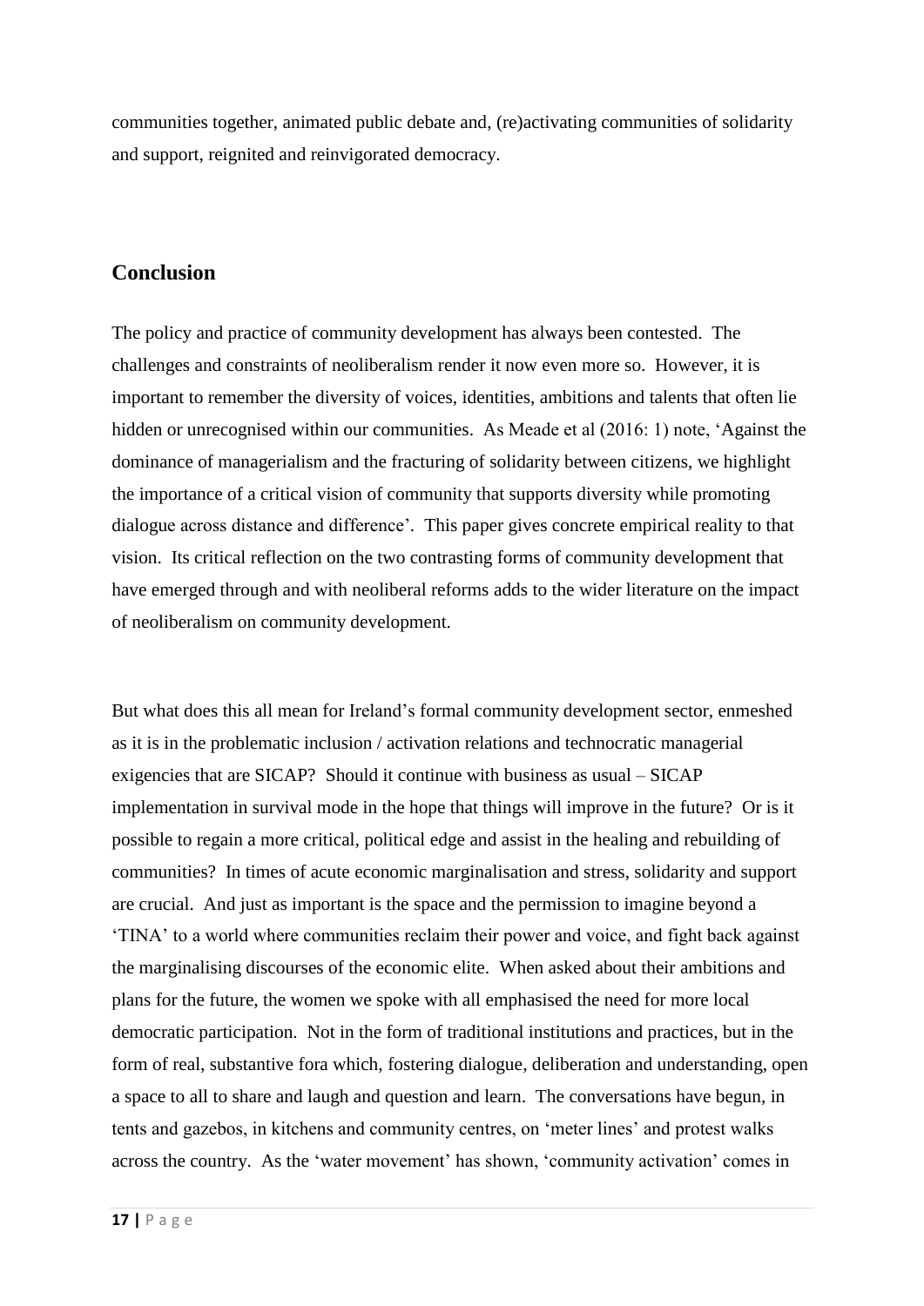communities together, animated public debate and, (re)activating communities of solidarity and support, reignited and reinvigorated democracy.

## Conclusion

The policy and practice of community development has always been contested. The challenges and constraints of neoliberalism render it now even more so. However, it is important to remember the diversity of voices, identities, ambitions and talents that often lie hidden or unrecognised within our communities. As Meade et al (2016: 1) note, 'Against the dominance of managerialism and the fracturing of solidarity between citizens, we highlight the importance of a critical vision of community that supports diversity while promoting dialogue across distance and difference'. This paper gives concrete empirical reality to that vision. Its critical reflection on the two contrasting forms of community development that have emerged through and with neoliberal reforms adds to the wider literature on the impact of neoliberalism on community development.

But what does this all mean for Ireland's formal community development sector, enmeshed as it is in the problematic inclusion / activation relations and technocratic managerial exigencies that are SICAP? Should it continue with business as usual – SICAP implementation in survival mode in the hope that things will improve in the future? Or is it possible to regain a more critical, political edge and assist in the healing and rebuilding of communities? In times of acute economic marginalisation and stress, solidarity and support are crucial. And just as important is the space and the permission to imagine beyond a 'TINA' to a world where communities reclaim their power and voice, and fight back against the marginalising discourses of the economic elite. When asked about their ambitions and plans for the future, the women we spoke with all emphasised the need for more local democratic participation. Not in the form of traditional institutions and practices, but in the form of real, substantive fora which, fostering dialogue, deliberation and understanding, open a space to all to share and laugh and question and learn. The conversations have begun, in tents and gazebos, in kitchens and community centres, on 'meter lines' and protest walks across the country. As the 'water movement' has shown, 'community activation' comes in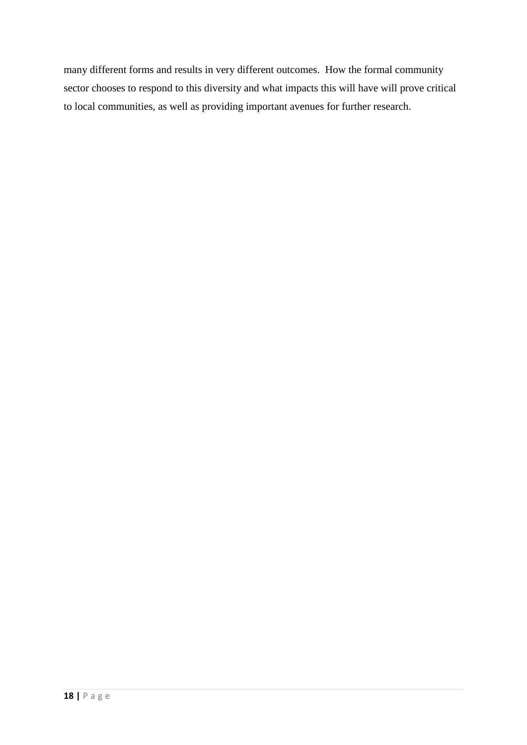many different forms and results in very different outcomes. How the formal community sector chooses to respond to this diversity and what impacts this will have will prove critical to local communities, as well as providing important avenues for further research.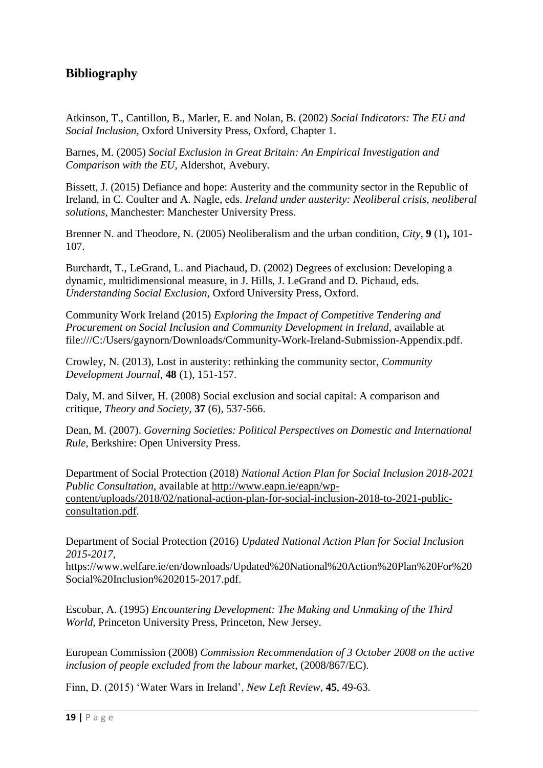## Bibliography

Atkinson, T., Cantillon, B., Marler, E. and Nolan, B. (2002) *Social Indicators: The EU and Social Inclusion*, Oxford University Press, Oxford, Chapter 1.

Barnes, M. (2005) *Social Exclusion in Great Britain: An Empirical Investigation and Comparison with the EU*, Aldershot, Avebury.

Bissett, J. (2015) Defiance and hope: Austerity and the community sector in the Republic of Ireland, in C. Coulter and A. Nagle, eds. *Ireland under austerity: Neoliberal crisis, neoliberal solutions,* Manchester: Manchester University Press.

Brenner N. and Theodore, N. (2005) Neoliberalism and the urban condition, *City*, **9** (1)**,** 101-107.

Burchardt, T., LeGrand, L. and Piachaud, D. (2002) Degrees of exclusion: Developing a dynamic, multidimensional measure, in J. Hills, J. LeGrand and D. Pichaud, eds. *Understanding Social Exclusion,* Oxford University Press, Oxford.

Community Work Ireland (2015) *Exploring the Impact of Competitive Tendering and Procurement on Social Inclusion and Community Development in Ireland,* available at file:///C:/Users/gaynorn/Downloads/Community-Work-Ireland-Submission-Appendix.pdf.

Crowley, N. (2013), Lost in austerity: rethinking the community sector, *Community Development Journal*, **48** (1), 151-157.

Daly, M. and Silver, H. (2008) Social exclusion and social capital: A comparison and critique, *Theory and Society*, **37** (6), 537-566.

Dean, M. (2007). *Governing Societies: Political Perspectives on Domestic and International Rule,* Berkshire: Open University Press.

Department of Social Protection (2018) *National Action Plan for Social Inclusion 2018-2021 Public Consultation*, available at http://www.eapn.ie/eapn/wp-content/uploads/2018/02/national-action-plan-for-social-inclusion-2018-to-2021-public-consultation.pdf.

Department of Social Protection (2016) *Updated National Action Plan for Social Inclusion 2015-2017,* https://www.welfare.ie/en/downloads/Updated%20National%20Action%20Plan%20For%20Social%20Inclusion%202015-2017.pdf.

Escobar, A. (1995) *Encountering Development: The Making and Unmaking of the Third World,* Princeton University Press, Princeton, New Jersey.

European Commission (2008) *Commission Recommendation of 3 October 2008 on the active inclusion of people excluded from the labour market,* (2008/867/EC).

Finn, D. (2015) 'Water Wars in Ireland', *New Left Review*, **45**, 49-63.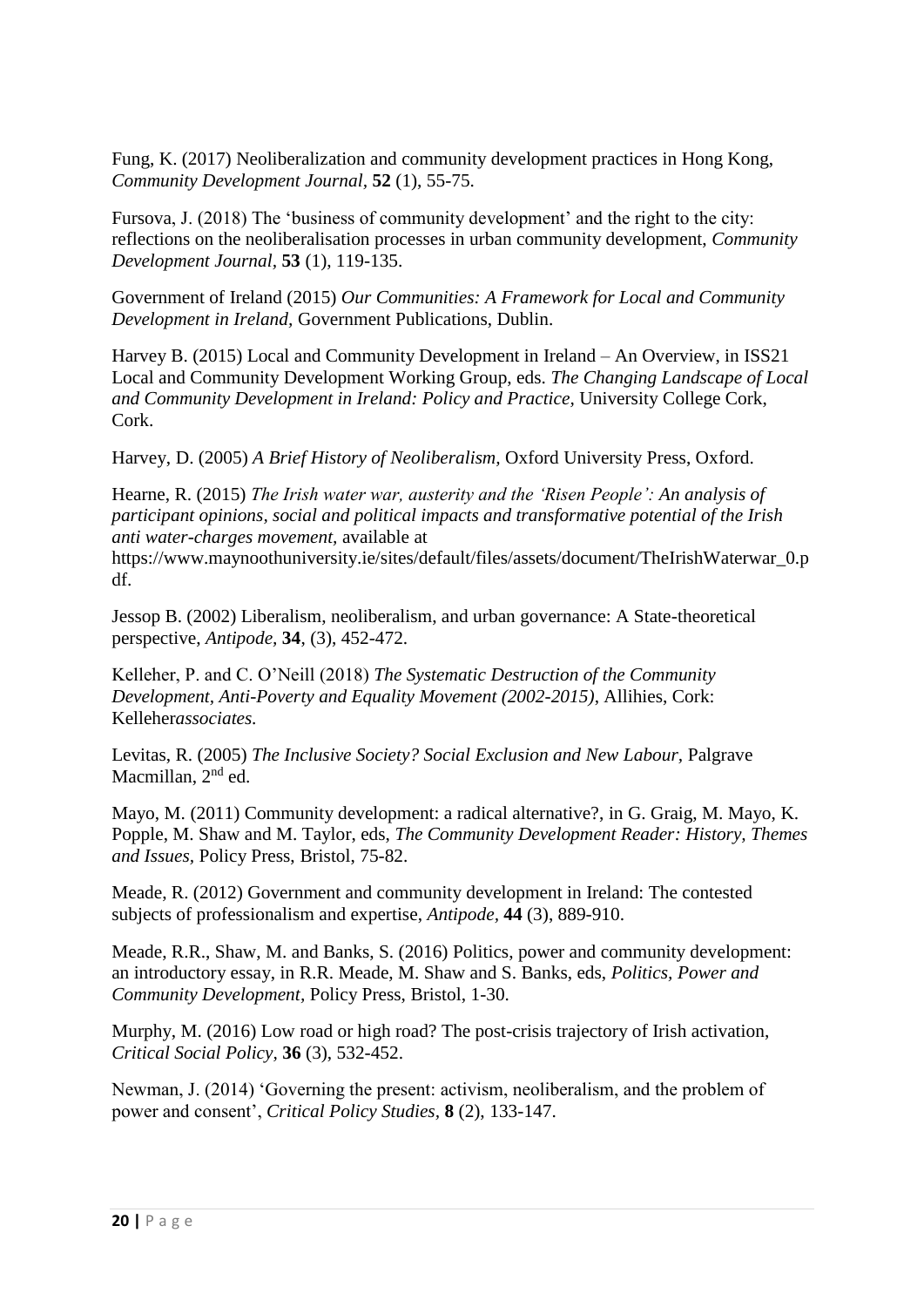Fung, K. (2017) Neoliberalization and community development practices in Hong Kong, *Community Development Journal,* **52** (1), 55-75.

Fursova, J. (2018) The 'business of community development' and the right to the city: reflections on the neoliberalisation processes in urban community development, *Community Development Journal,* **53** (1), 119-135.

Government of Ireland (2015) *Our Communities: A Framework for Local and Community Development in Ireland,* Government Publications, Dublin.

Harvey B. (2015) Local and Community Development in Ireland – An Overview, in ISS21 Local and Community Development Working Group, eds. *The Changing Landscape of Local and Community Development in Ireland: Policy and Practice,* University College Cork, Cork.

Harvey, D. (2005) *A Brief History of Neoliberalism,* Oxford University Press, Oxford.

Hearne, R. (2015) *The Irish water war, austerity and the 'Risen People': An analysis of participant opinions, social and political impacts and transformative potential of the Irish anti water-charges movement,* available at https://www.maynoothuniversity.ie/sites/default/files/assets/document/TheIrishWaterwar_0.pdf.

Jessop B. (2002) Liberalism, neoliberalism, and urban governance: A State-theoretical perspective, *Antipode,* **34**, (3), 452-472.

Kelleher, P. and C. O'Neill (2018) *The Systematic Destruction of the Community Development, Anti-Poverty and Equality Movement (2002-2015)*, Allihies, Cork: Kelleher*associates.*

Levitas, R. (2005) *The Inclusive Society? Social Exclusion and New Labour,* Palgrave Macmillan, 2nd ed.

Mayo, M. (2011) Community development: a radical alternative?, in G. Graig, M. Mayo, K. Popple, M. Shaw and M. Taylor, eds, *The Community Development Reader: History, Themes and Issues,* Policy Press, Bristol, 75-82.

Meade, R. (2012) Government and community development in Ireland: The contested subjects of professionalism and expertise, *Antipode,* **44** (3), 889-910.

Meade, R.R., Shaw, M. and Banks, S. (2016) Politics, power and community development: an introductory essay, in R.R. Meade, M. Shaw and S. Banks, eds, *Politics, Power and Community Development*, Policy Press, Bristol, 1-30.

Murphy, M. (2016) Low road or high road? The post-crisis trajectory of Irish activation, *Critical Social Policy,* **36** (3), 532-452.

Newman, J. (2014) 'Governing the present: activism, neoliberalism, and the problem of power and consent', *Critical Policy Studies,* **8** (2), 133-147.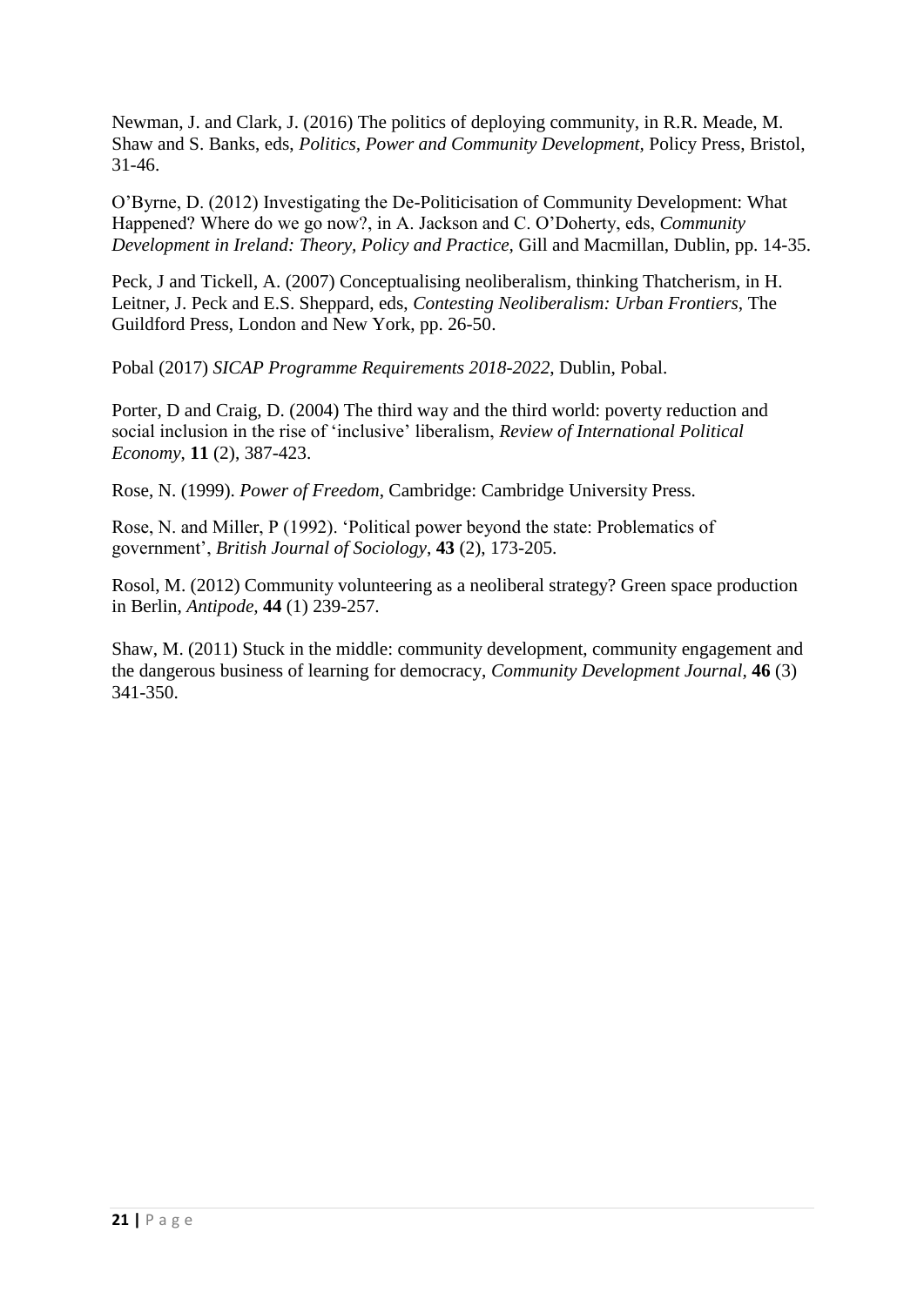Newman, J. and Clark, J. (2016) The politics of deploying community, in R.R. Meade, M. Shaw and S. Banks, eds, *Politics, Power and Community Development,* Policy Press, Bristol, 31-46.

O'Byrne, D. (2012) Investigating the De-Politicisation of Community Development: What Happened? Where do we go now?, in A. Jackson and C. O'Doherty, eds, *Community Development in Ireland: Theory, Policy and Practice,* Gill and Macmillan, Dublin, pp. 14-35.

Peck, J and Tickell, A. (2007) Conceptualising neoliberalism, thinking Thatcherism, in H. Leitner, J. Peck and E.S. Sheppard, eds, *Contesting Neoliberalism: Urban Frontiers,* The Guildford Press, London and New York, pp. 26-50.

Pobal (2017) *SICAP Programme Requirements 2018-2022*, Dublin, Pobal.

Porter, D and Craig, D. (2004) The third way and the third world: poverty reduction and social inclusion in the rise of 'inclusive' liberalism, *Review of International Political Economy*, **11** (2), 387-423.

Rose, N. (1999). *Power of Freedom*, Cambridge: Cambridge University Press.

Rose, N. and Miller, P (1992). 'Political power beyond the state: Problematics of government', *British Journal of Sociology*, **43** (2), 173-205.

Rosol, M. (2012) Community volunteering as a neoliberal strategy? Green space production in Berlin, *Antipode,* **44** (1) 239-257.

Shaw, M. (2011) Stuck in the middle: community development, community engagement and the dangerous business of learning for democracy, *Community Development Journal*, **46** (3) 341-350.